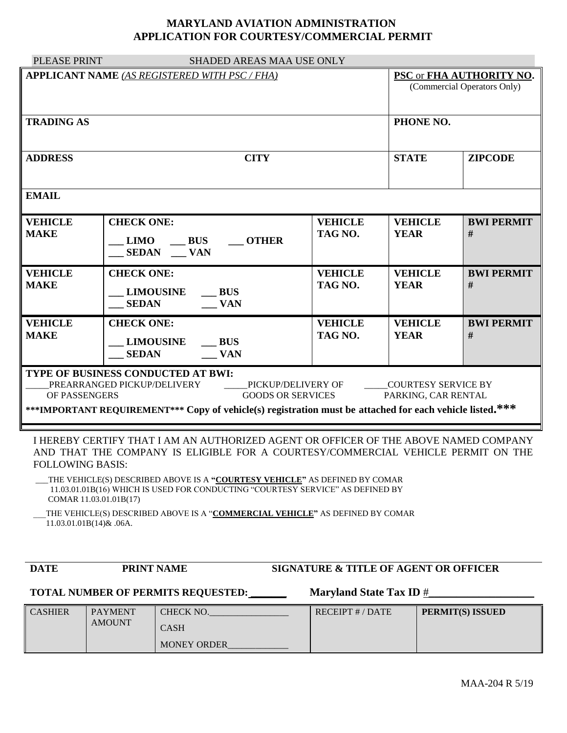# MARYLAND AVIATION ADMINISTRATION
# APPLICATION FOR COURTESY/COMMERCIAL PERMIT

PLEASE PRINT SHADED AREAS MAA USE ONLY

| **APPLICANT NAME** *(AS REGISTERED WITH PSC / FHA)* | | | **PSC or FHA AUTHORITY NO.** (Commercial Operators Only) | |
|---|---|---|---|---|
| **TRADING AS** | | | **PHONE NO.** | |
| **ADDRESS** | **CITY** | | **STATE** | **ZIPCODE** |
| **EMAIL** | | | | |
| **VEHICLE MAKE** | **CHECK ONE:** ___ LIMO ___ BUS ___ OTHER ___ SEDAN ___ VAN | **VEHICLE TAG NO.** | **VEHICLE YEAR** | **BWI PERMIT #** |
| **VEHICLE MAKE** | **CHECK ONE:** ___ LIMOUSINE ___ BUS ___ SEDAN ___ VAN | **VEHICLE TAG NO.** | **VEHICLE YEAR** | **BWI PERMIT #** |
| **VEHICLE MAKE** | **CHECK ONE:** ___ LIMOUSINE ___ BUS ___ SEDAN ___ VAN | **VEHICLE TAG NO.** | **VEHICLE YEAR** | **BWI PERMIT #** |

**TYPE OF BUSINESS CONDUCTED AT BWI:**

_____PREARRANGED PICKUP/DELIVERY OF PASSENGERS     _____PICKUP/DELIVERY OF GOODS OR SERVICES     _____COURTESY SERVICE BY PARKING, CAR RENTAL

**\*\*\*IMPORTANT REQUIREMENT\*\*\* Copy of vehicle(s) registration must be attached for each vehicle listed.\*\*\***

I HEREBY CERTIFY THAT I AM AN AUTHORIZED AGENT OR OFFICER OF THE ABOVE NAMED COMPANY AND THAT THE COMPANY IS ELIGIBLE FOR A COURTESY/COMMERCIAL VEHICLE PERMIT ON THE FOLLOWING BASIS:

___THE VEHICLE(S) DESCRIBED ABOVE IS A **"COURTESY VEHICLE"** AS DEFINED BY COMAR 11.03.01.01B(16) WHICH IS USED FOR CONDUCTING "COURTESY SERVICE" AS DEFINED BY COMAR 11.03.01.01B(17)

___THE VEHICLE(S) DESCRIBED ABOVE IS A "**COMMERCIAL VEHICLE"** AS DEFINED BY COMAR 11.03.01.01B(14)& .06A.

**DATE** **PRINT NAME** **SIGNATURE & TITLE OF AGENT OR OFFICER**

**TOTAL NUMBER OF PERMITS REQUESTED:** _______ **Maryland State Tax ID** #___________________

| CASHIER | PAYMENT AMOUNT | CHECK NO.________________ CASH MONEY ORDER____________ | RECEIPT # / DATE | **PERMIT(S) ISSUED** |
|---|---|---|---|---|

MAA-204 R 5/19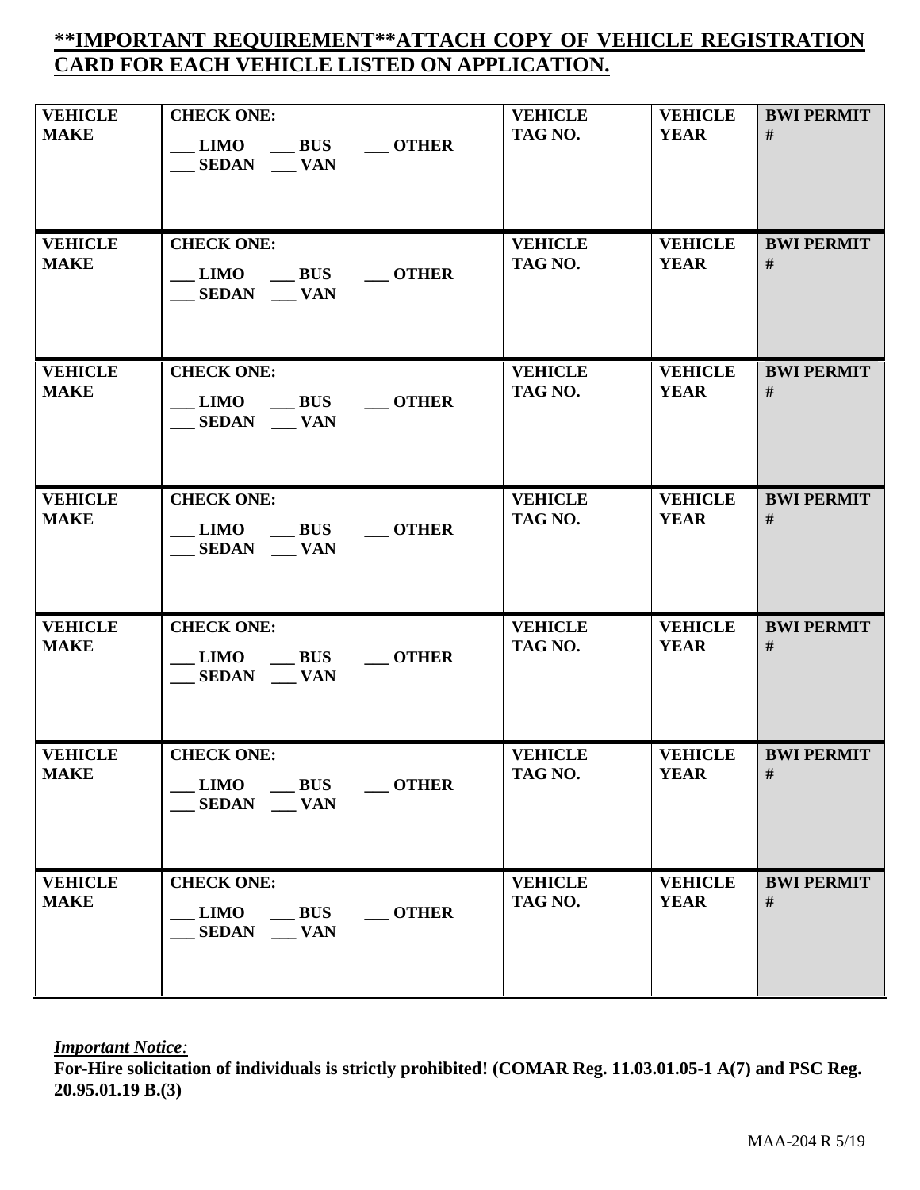**<u>\*\*IMPORTANT REQUIREMENT\*\*ATTACH COPY OF VEHICLE REGISTRATION CARD FOR EACH VEHICLE LISTED ON APPLICATION.</u>**

| | | | | |
|---|---|---|---|---|
| **VEHICLE MAKE** | **CHECK ONE:** ___ LIMO ___ BUS ___ OTHER ___ SEDAN ___ VAN | **VEHICLE TAG NO.** | **VEHICLE YEAR** | **BWI PERMIT #** |
| **VEHICLE MAKE** | **CHECK ONE:** ___ LIMO ___ BUS ___ OTHER ___ SEDAN ___ VAN | **VEHICLE TAG NO.** | **VEHICLE YEAR** | **BWI PERMIT #** |
| **VEHICLE MAKE** | **CHECK ONE:** ___ LIMO ___ BUS ___ OTHER ___ SEDAN ___ VAN | **VEHICLE TAG NO.** | **VEHICLE YEAR** | **BWI PERMIT #** |
| **VEHICLE MAKE** | **CHECK ONE:** ___ LIMO ___ BUS ___ OTHER ___ SEDAN ___ VAN | **VEHICLE TAG NO.** | **VEHICLE YEAR** | **BWI PERMIT #** |
| **VEHICLE MAKE** | **CHECK ONE:** ___ LIMO ___ BUS ___ OTHER ___ SEDAN ___ VAN | **VEHICLE TAG NO.** | **VEHICLE YEAR** | **BWI PERMIT #** |
| **VEHICLE MAKE** | **CHECK ONE:** ___ LIMO ___ BUS ___ OTHER ___ SEDAN ___ VAN | **VEHICLE TAG NO.** | **VEHICLE YEAR** | **BWI PERMIT #** |
| **VEHICLE MAKE** | **CHECK ONE:** ___ LIMO ___ BUS ___ OTHER ___ SEDAN ___ VAN | **VEHICLE TAG NO.** | **VEHICLE YEAR** | **BWI PERMIT #** |

***<u>Important Notice</u>:***

**For-Hire solicitation of individuals is strictly prohibited! (COMAR Reg. 11.03.01.05-1 A(7) and PSC Reg. 20.95.01.19 B.(3)**

MAA-204 R 5/19